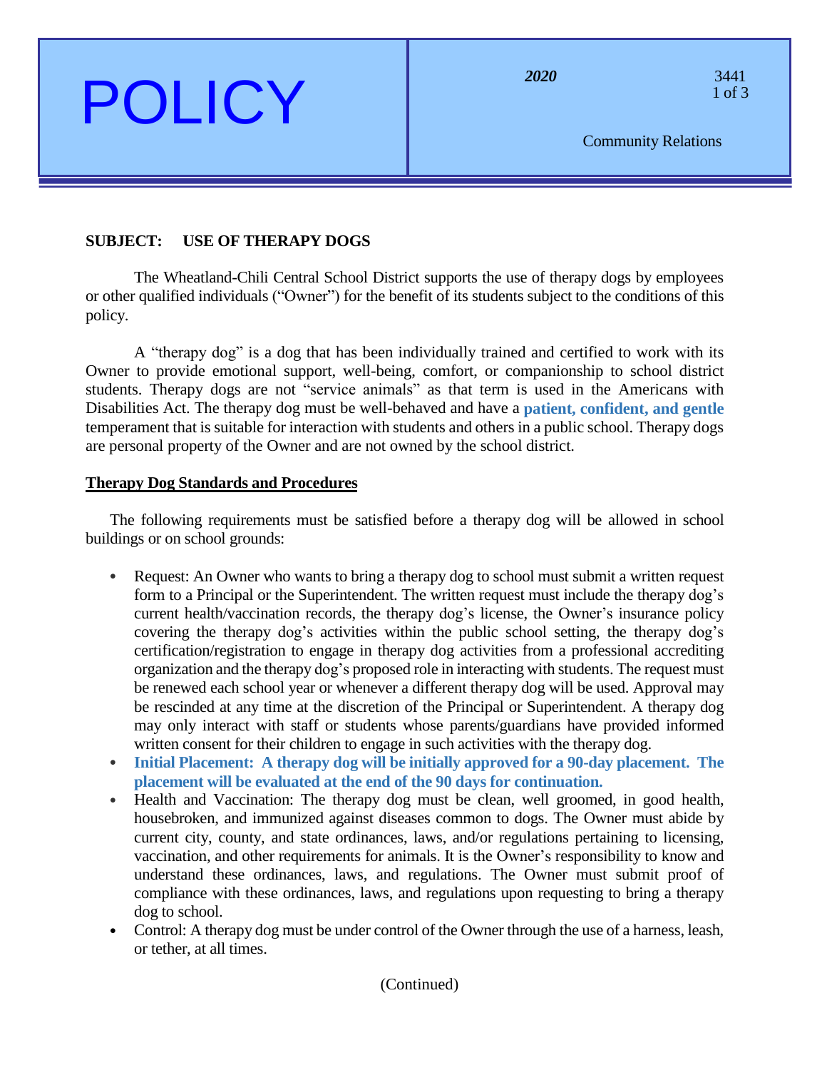# POLICY

***2020***

3441

Community Relations

**SUBJECT: USE OF THERAPY DOGS**

The Wheatland-Chili Central School District supports the use of therapy dogs by employees or other qualified individuals ("Owner") for the benefit of its students subject to the conditions of this policy.

A "therapy dog" is a dog that has been individually trained and certified to work with its Owner to provide emotional support, well-being, comfort, or companionship to school district students. Therapy dogs are not "service animals" as that term is used in the Americans with Disabilities Act. The therapy dog must be well-behaved and have a **patient, confident, and gentle** temperament that is suitable for interaction with students and others in a public school. Therapy dogs are personal property of the Owner and are not owned by the school district.

## Therapy Dog Standards and Procedures

The following requirements must be satisfied before a therapy dog will be allowed in school buildings or on school grounds:

- Request: An Owner who wants to bring a therapy dog to school must submit a written request form to a Principal or the Superintendent. The written request must include the therapy dog's current health/vaccination records, the therapy dog's license, the Owner's insurance policy covering the therapy dog's activities within the public school setting, the therapy dog's certification/registration to engage in therapy dog activities from a professional accrediting organization and the therapy dog's proposed role in interacting with students. The request must be renewed each school year or whenever a different therapy dog will be used. Approval may be rescinded at any time at the discretion of the Principal or Superintendent. A therapy dog may only interact with staff or students whose parents/guardians have provided informed written consent for their children to engage in such activities with the therapy dog.
- **Initial Placement: A therapy dog will be initially approved for a 90-day placement. The placement will be evaluated at the end of the 90 days for continuation.**
- Health and Vaccination: The therapy dog must be clean, well groomed, in good health, housebroken, and immunized against diseases common to dogs. The Owner must abide by current city, county, and state ordinances, laws, and/or regulations pertaining to licensing, vaccination, and other requirements for animals. It is the Owner's responsibility to know and understand these ordinances, laws, and regulations. The Owner must submit proof of compliance with these ordinances, laws, and regulations upon requesting to bring a therapy dog to school.
- Control: A therapy dog must be under control of the Owner through the use of a harness, leash, or tether, at all times.

(Continued)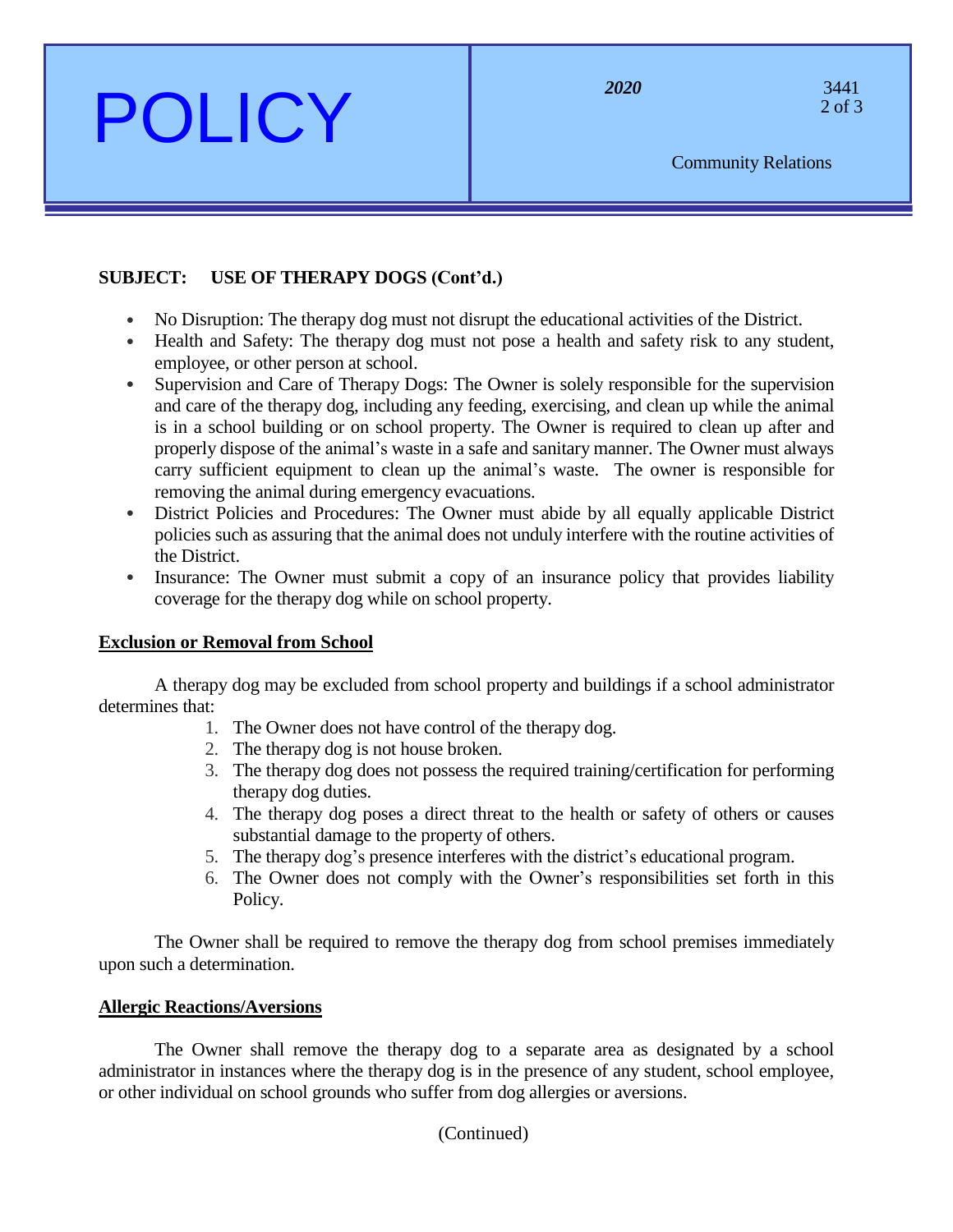**SUBJECT: USE OF THERAPY DOGS (Cont'd.)**

- No Disruption: The therapy dog must not disrupt the educational activities of the District.
- Health and Safety: The therapy dog must not pose a health and safety risk to any student, employee, or other person at school.
- Supervision and Care of Therapy Dogs: The Owner is solely responsible for the supervision and care of the therapy dog, including any feeding, exercising, and clean up while the animal is in a school building or on school property. The Owner is required to clean up after and properly dispose of the animal's waste in a safe and sanitary manner. The Owner must always carry sufficient equipment to clean up the animal's waste. The owner is responsible for removing the animal during emergency evacuations.
- District Policies and Procedures: The Owner must abide by all equally applicable District policies such as assuring that the animal does not unduly interfere with the routine activities of the District.
- Insurance: The Owner must submit a copy of an insurance policy that provides liability coverage for the therapy dog while on school property.

**Exclusion or Removal from School**

A therapy dog may be excluded from school property and buildings if a school administrator determines that:

1. The Owner does not have control of the therapy dog.
2. The therapy dog is not house broken.
3. The therapy dog does not possess the required training/certification for performing therapy dog duties.
4. The therapy dog poses a direct threat to the health or safety of others or causes substantial damage to the property of others.
5. The therapy dog's presence interferes with the district's educational program.
6. The Owner does not comply with the Owner's responsibilities set forth in this Policy.

The Owner shall be required to remove the therapy dog from school premises immediately upon such a determination.

**Allergic Reactions/Aversions**

The Owner shall remove the therapy dog to a separate area as designated by a school administrator in instances where the therapy dog is in the presence of any student, school employee, or other individual on school grounds who suffer from dog allergies or aversions.

(Continued)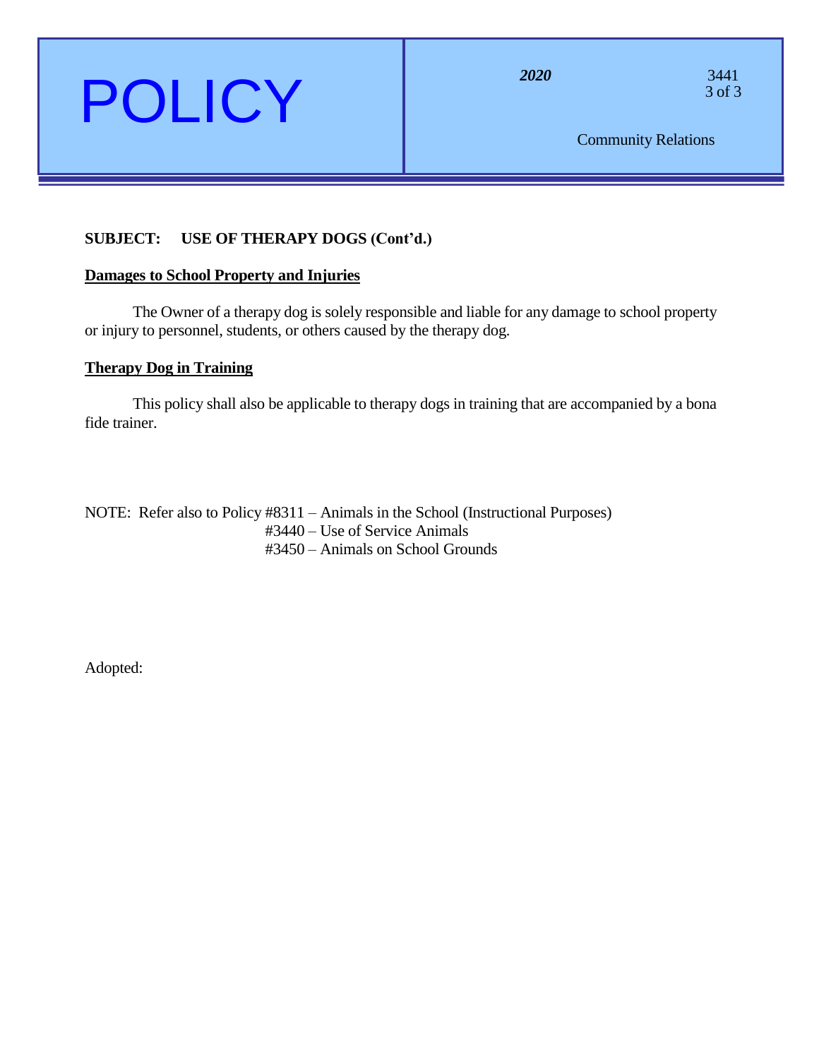**SUBJECT: USE OF THERAPY DOGS (Cont'd.)**

**Damages to School Property and Injuries**

The Owner of a therapy dog is solely responsible and liable for any damage to school property or injury to personnel, students, or others caused by the therapy dog.

**Therapy Dog in Training**

This policy shall also be applicable to therapy dogs in training that are accompanied by a bona fide trainer.

NOTE: Refer also to Policy #8311 – Animals in the School (Instructional Purposes)
#3440 – Use of Service Animals
#3450 – Animals on School Grounds

Adopted: